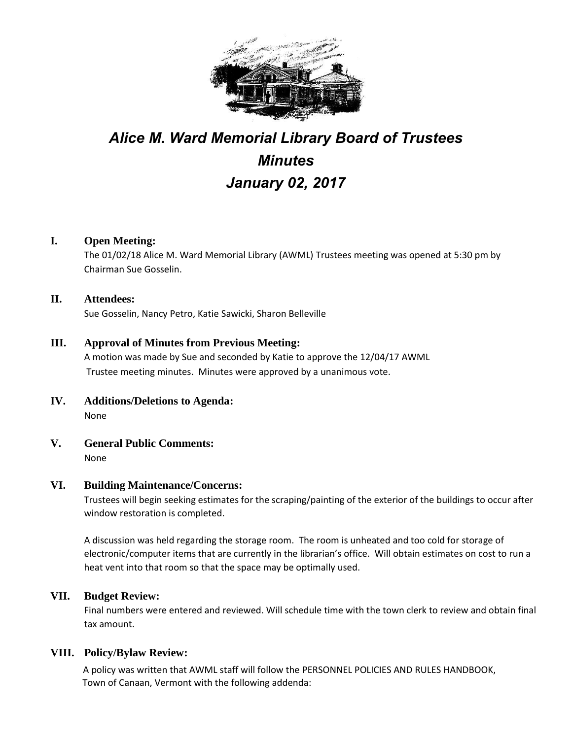# *Alice M. Ward Memorial Library Board of Trustees*
# *Minutes*
# *January 02, 2017*

## I. Open Meeting:

The 01/02/18 Alice M. Ward Memorial Library (AWML) Trustees meeting was opened at 5:30 pm by Chairman Sue Gosselin.

## II. Attendees:

Sue Gosselin, Nancy Petro, Katie Sawicki, Sharon Belleville

## III. Approval of Minutes from Previous Meeting:

A motion was made by Sue and seconded by Katie to approve the 12/04/17 AWML Trustee meeting minutes. Minutes were approved by a unanimous vote.

## IV. Additions/Deletions to Agenda:

None

## V. General Public Comments:

None

## VI. Building Maintenance/Concerns:

Trustees will begin seeking estimates for the scraping/painting of the exterior of the buildings to occur after window restoration is completed.

A discussion was held regarding the storage room. The room is unheated and too cold for storage of electronic/computer items that are currently in the librarian's office. Will obtain estimates on cost to run a heat vent into that room so that the space may be optimally used.

## VII. Budget Review:

Final numbers were entered and reviewed. Will schedule time with the town clerk to review and obtain final tax amount.

## VIII. Policy/Bylaw Review:

A policy was written that AWML staff will follow the PERSONNEL POLICIES AND RULES HANDBOOK, Town of Canaan, Vermont with the following addenda: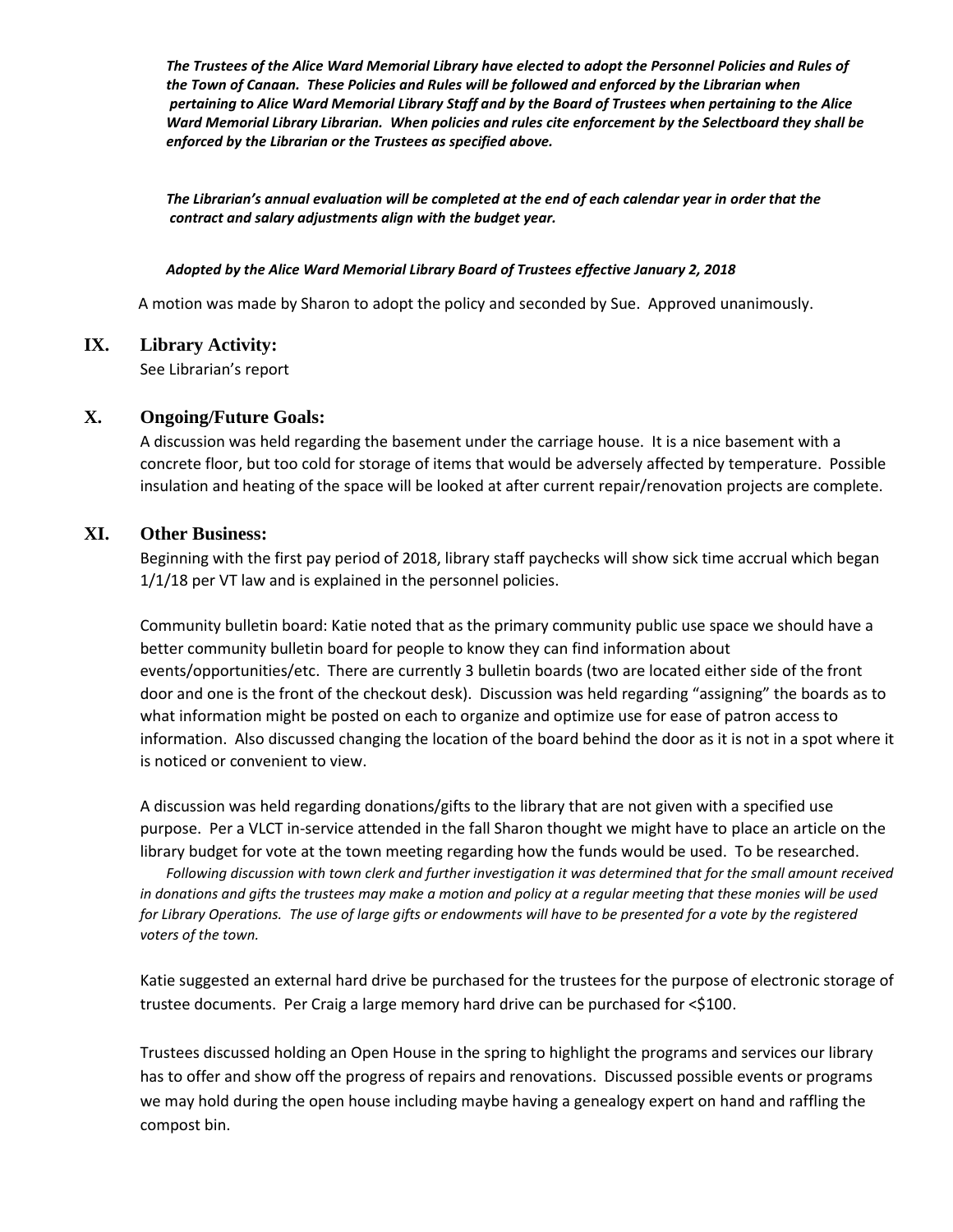***The Trustees of the Alice Ward Memorial Library have elected to adopt the Personnel Policies and Rules of the Town of Canaan. These Policies and Rules will be followed and enforced by the Librarian when pertaining to Alice Ward Memorial Library Staff and by the Board of Trustees when pertaining to the Alice Ward Memorial Library Librarian. When policies and rules cite enforcement by the Selectboard they shall be enforced by the Librarian or the Trustees as specified above.***

***The Librarian's annual evaluation will be completed at the end of each calendar year in order that the contract and salary adjustments align with the budget year.***

***Adopted by the Alice Ward Memorial Library Board of Trustees effective January 2, 2018***

A motion was made by Sharon to adopt the policy and seconded by Sue. Approved unanimously.

## IX. Library Activity:

See Librarian's report

## X. Ongoing/Future Goals:

A discussion was held regarding the basement under the carriage house. It is a nice basement with a concrete floor, but too cold for storage of items that would be adversely affected by temperature. Possible insulation and heating of the space will be looked at after current repair/renovation projects are complete.

## XI. Other Business:

Beginning with the first pay period of 2018, library staff paychecks will show sick time accrual which began 1/1/18 per VT law and is explained in the personnel policies.

Community bulletin board: Katie noted that as the primary community public use space we should have a better community bulletin board for people to know they can find information about events/opportunities/etc. There are currently 3 bulletin boards (two are located either side of the front door and one is the front of the checkout desk). Discussion was held regarding "assigning" the boards as to what information might be posted on each to organize and optimize use for ease of patron access to information. Also discussed changing the location of the board behind the door as it is not in a spot where it is noticed or convenient to view.

A discussion was held regarding donations/gifts to the library that are not given with a specified use purpose. Per a VLCT in-service attended in the fall Sharon thought we might have to place an article on the library budget for vote at the town meeting regarding how the funds would be used. To be researched.

*Following discussion with town clerk and further investigation it was determined that for the small amount received in donations and gifts the trustees may make a motion and policy at a regular meeting that these monies will be used for Library Operations. The use of large gifts or endowments will have to be presented for a vote by the registered voters of the town.*

Katie suggested an external hard drive be purchased for the trustees for the purpose of electronic storage of trustee documents. Per Craig a large memory hard drive can be purchased for <$100.

Trustees discussed holding an Open House in the spring to highlight the programs and services our library has to offer and show off the progress of repairs and renovations. Discussed possible events or programs we may hold during the open house including maybe having a genealogy expert on hand and raffling the compost bin.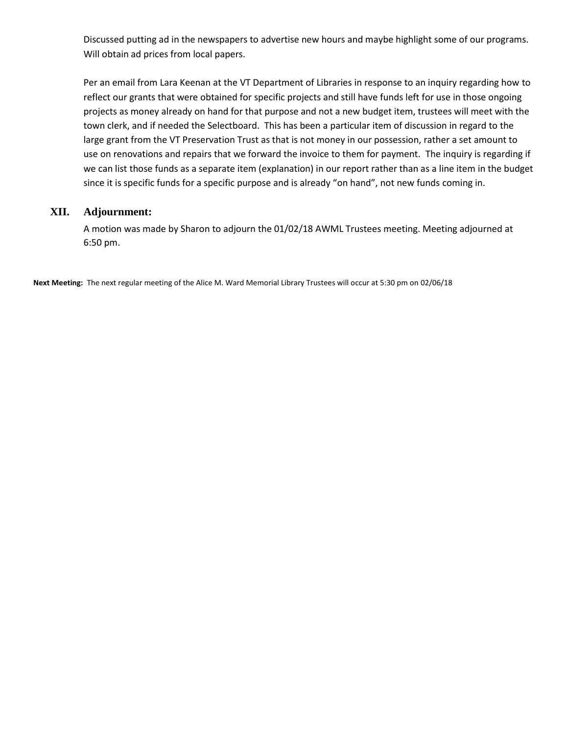Discussed putting ad in the newspapers to advertise new hours and maybe highlight some of our programs. Will obtain ad prices from local papers.

Per an email from Lara Keenan at the VT Department of Libraries in response to an inquiry regarding how to reflect our grants that were obtained for specific projects and still have funds left for use in those ongoing projects as money already on hand for that purpose and not a new budget item, trustees will meet with the town clerk, and if needed the Selectboard. This has been a particular item of discussion in regard to the large grant from the VT Preservation Trust as that is not money in our possession, rather a set amount to use on renovations and repairs that we forward the invoice to them for payment. The inquiry is regarding if we can list those funds as a separate item (explanation) in our report rather than as a line item in the budget since it is specific funds for a specific purpose and is already "on hand", not new funds coming in.

## XII. Adjournment:

A motion was made by Sharon to adjourn the 01/02/18 AWML Trustees meeting. Meeting adjourned at 6:50 pm.

**Next Meeting:** The next regular meeting of the Alice M. Ward Memorial Library Trustees will occur at 5:30 pm on 02/06/18